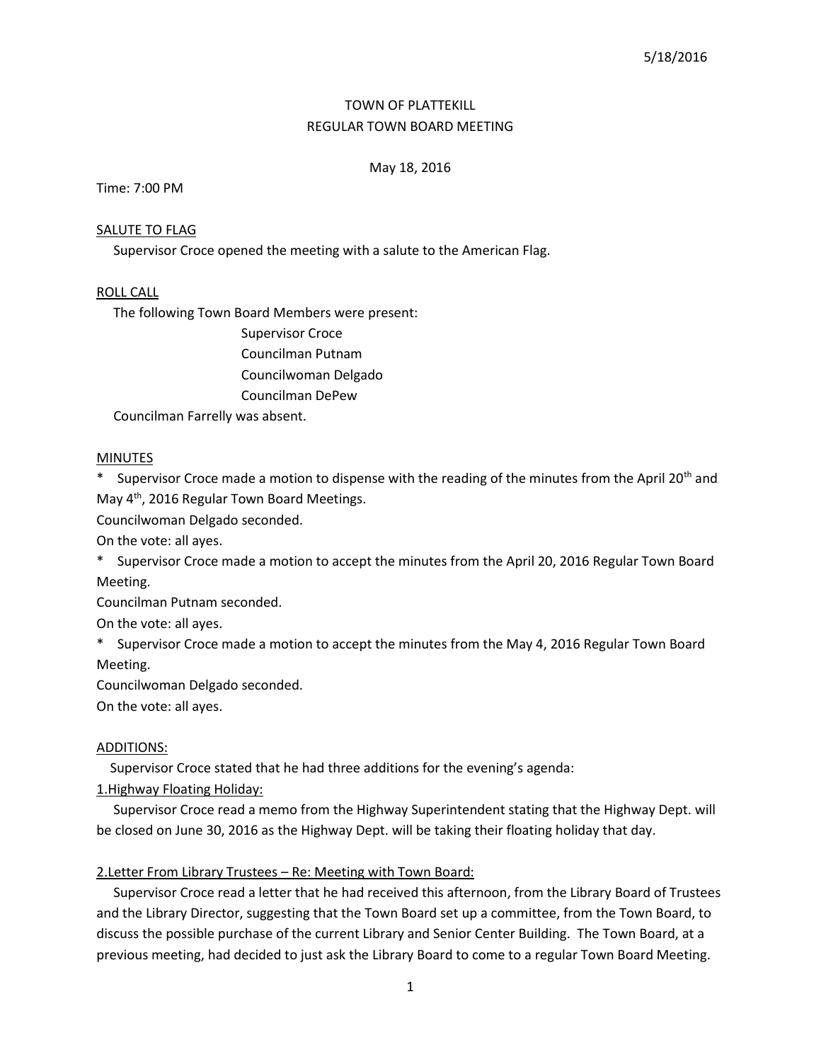5/18/2016

# TOWN OF PLATTEKILL
## REGULAR TOWN BOARD MEETING

May 18, 2016

Time: 7:00 PM

SALUTE TO FLAG

Supervisor Croce opened the meeting with a salute to the American Flag.

ROLL CALL

The following Town Board Members were present:

Supervisor Croce
Councilman Putnam
Councilwoman Delgado
Councilman DePew

Councilman Farrelly was absent.

MINUTES

* Supervisor Croce made a motion to dispense with the reading of the minutes from the April 20th and May 4th, 2016 Regular Town Board Meetings.
Councilwoman Delgado seconded.
On the vote: all ayes.

* Supervisor Croce made a motion to accept the minutes from the April 20, 2016 Regular Town Board Meeting.
Councilman Putnam seconded.
On the vote: all ayes.

* Supervisor Croce made a motion to accept the minutes from the May 4, 2016 Regular Town Board Meeting.
Councilwoman Delgado seconded.
On the vote: all ayes.

ADDITIONS:

Supervisor Croce stated that he had three additions for the evening's agenda:

1.Highway Floating Holiday:

Supervisor Croce read a memo from the Highway Superintendent stating that the Highway Dept. will be closed on June 30, 2016 as the Highway Dept. will be taking their floating holiday that day.

2.Letter From Library Trustees – Re: Meeting with Town Board:

Supervisor Croce read a letter that he had received this afternoon, from the Library Board of Trustees and the Library Director, suggesting that the Town Board set up a committee, from the Town Board, to discuss the possible purchase of the current Library and Senior Center Building. The Town Board, at a previous meeting, had decided to just ask the Library Board to come to a regular Town Board Meeting.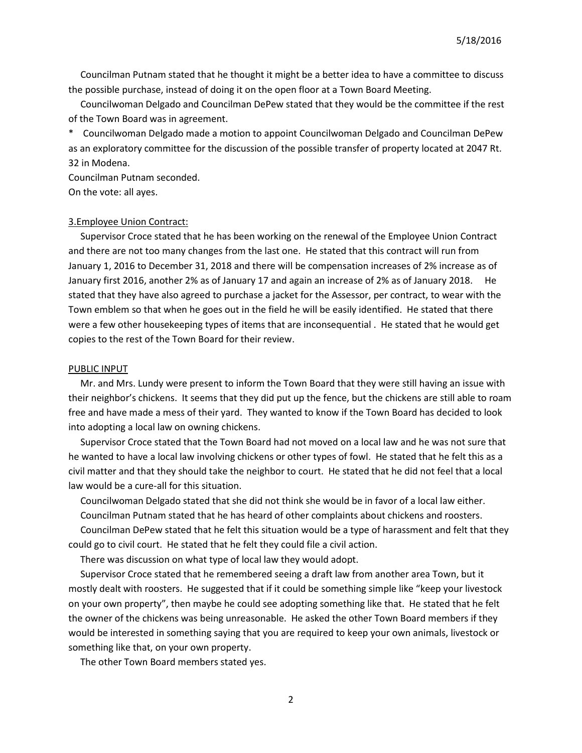Councilman Putnam stated that he thought it might be a better idea to have a committee to discuss the possible purchase, instead of doing it on the open floor at a Town Board Meeting.

Councilwoman Delgado and Councilman DePew stated that they would be the committee if the rest of the Town Board was in agreement.

\* Councilwoman Delgado made a motion to appoint Councilwoman Delgado and Councilman DePew as an exploratory committee for the discussion of the possible transfer of property located at 2047 Rt. 32 in Modena.

Councilman Putnam seconded.

On the vote: all ayes.

<u>3.Employee Union Contract:</u>

Supervisor Croce stated that he has been working on the renewal of the Employee Union Contract and there are not too many changes from the last one. He stated that this contract will run from January 1, 2016 to December 31, 2018 and there will be compensation increases of 2% increase as of January first 2016, another 2% as of January 17 and again an increase of 2% as of January 2018. He stated that they have also agreed to purchase a jacket for the Assessor, per contract, to wear with the Town emblem so that when he goes out in the field he will be easily identified. He stated that there were a few other housekeeping types of items that are inconsequential . He stated that he would get copies to the rest of the Town Board for their review.

<u>PUBLIC INPUT</u>

Mr. and Mrs. Lundy were present to inform the Town Board that they were still having an issue with their neighbor's chickens. It seems that they did put up the fence, but the chickens are still able to roam free and have made a mess of their yard. They wanted to know if the Town Board has decided to look into adopting a local law on owning chickens.

Supervisor Croce stated that the Town Board had not moved on a local law and he was not sure that he wanted to have a local law involving chickens or other types of fowl. He stated that he felt this as a civil matter and that they should take the neighbor to court. He stated that he did not feel that a local law would be a cure-all for this situation.

Councilwoman Delgado stated that she did not think she would be in favor of a local law either.

Councilman Putnam stated that he has heard of other complaints about chickens and roosters.

Councilman DePew stated that he felt this situation would be a type of harassment and felt that they could go to civil court. He stated that he felt they could file a civil action.

There was discussion on what type of local law they would adopt.

Supervisor Croce stated that he remembered seeing a draft law from another area Town, but it mostly dealt with roosters. He suggested that if it could be something simple like "keep your livestock on your own property", then maybe he could see adopting something like that. He stated that he felt the owner of the chickens was being unreasonable. He asked the other Town Board members if they would be interested in something saying that you are required to keep your own animals, livestock or something like that, on your own property.

The other Town Board members stated yes.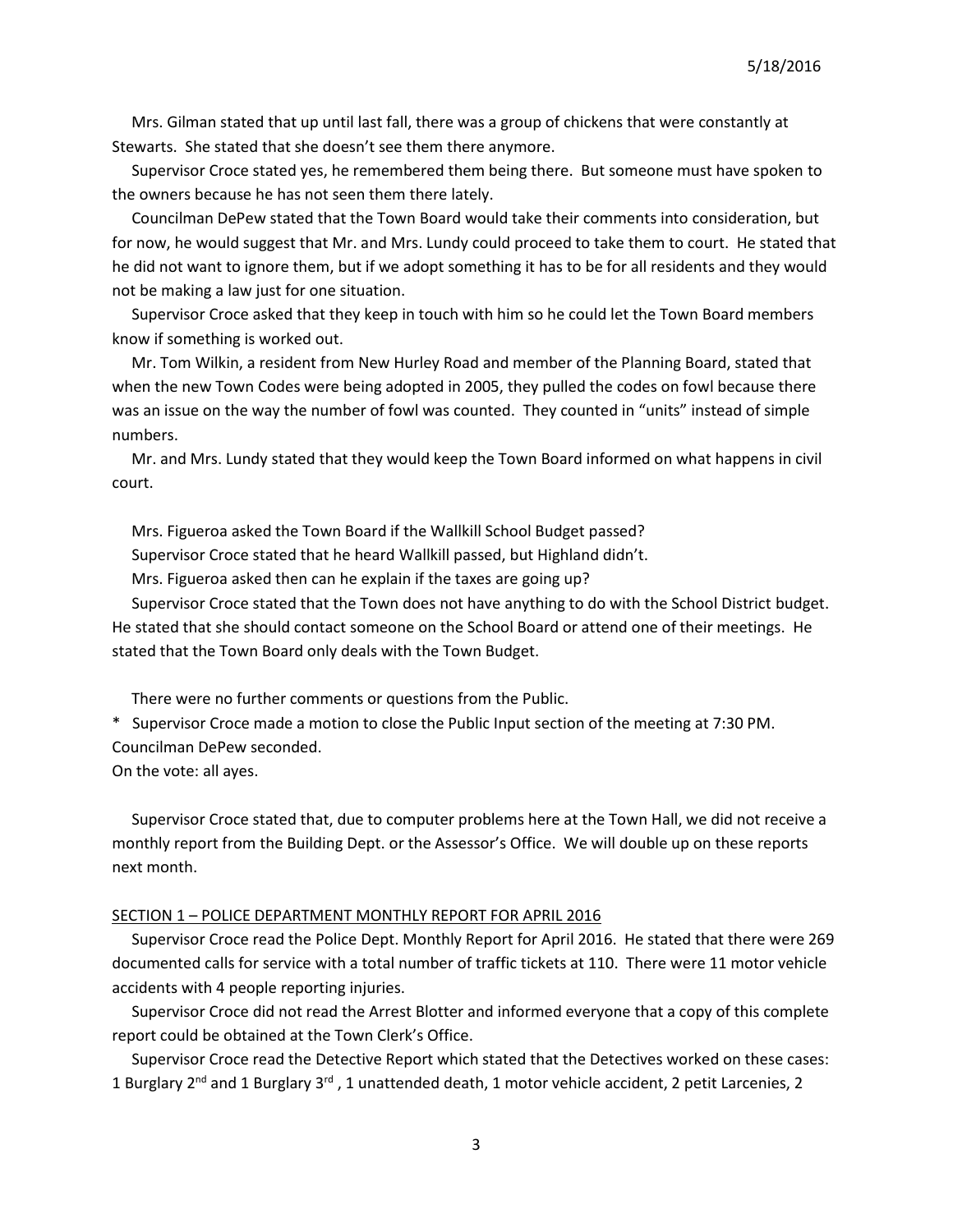Mrs. Gilman stated that up until last fall, there was a group of chickens that were constantly at Stewarts. She stated that she doesn't see them there anymore.

Supervisor Croce stated yes, he remembered them being there. But someone must have spoken to the owners because he has not seen them there lately.

Councilman DePew stated that the Town Board would take their comments into consideration, but for now, he would suggest that Mr. and Mrs. Lundy could proceed to take them to court. He stated that he did not want to ignore them, but if we adopt something it has to be for all residents and they would not be making a law just for one situation.

Supervisor Croce asked that they keep in touch with him so he could let the Town Board members know if something is worked out.

Mr. Tom Wilkin, a resident from New Hurley Road and member of the Planning Board, stated that when the new Town Codes were being adopted in 2005, they pulled the codes on fowl because there was an issue on the way the number of fowl was counted. They counted in "units" instead of simple numbers.

Mr. and Mrs. Lundy stated that they would keep the Town Board informed on what happens in civil court.

Mrs. Figueroa asked the Town Board if the Wallkill School Budget passed?

Supervisor Croce stated that he heard Wallkill passed, but Highland didn't.

Mrs. Figueroa asked then can he explain if the taxes are going up?

Supervisor Croce stated that the Town does not have anything to do with the School District budget. He stated that she should contact someone on the School Board or attend one of their meetings. He stated that the Town Board only deals with the Town Budget.

There were no further comments or questions from the Public.

\* Supervisor Croce made a motion to close the Public Input section of the meeting at 7:30 PM.
Councilman DePew seconded.
On the vote: all ayes.

Supervisor Croce stated that, due to computer problems here at the Town Hall, we did not receive a monthly report from the Building Dept. or the Assessor's Office. We will double up on these reports next month.

<u>SECTION 1 – POLICE DEPARTMENT MONTHLY REPORT FOR APRIL 2016</u>

Supervisor Croce read the Police Dept. Monthly Report for April 2016. He stated that there were 269 documented calls for service with a total number of traffic tickets at 110. There were 11 motor vehicle accidents with 4 people reporting injuries.

Supervisor Croce did not read the Arrest Blotter and informed everyone that a copy of this complete report could be obtained at the Town Clerk's Office.

Supervisor Croce read the Detective Report which stated that the Detectives worked on these cases: 1 Burglary 2nd and 1 Burglary 3rd , 1 unattended death, 1 motor vehicle accident, 2 petit Larcenies, 2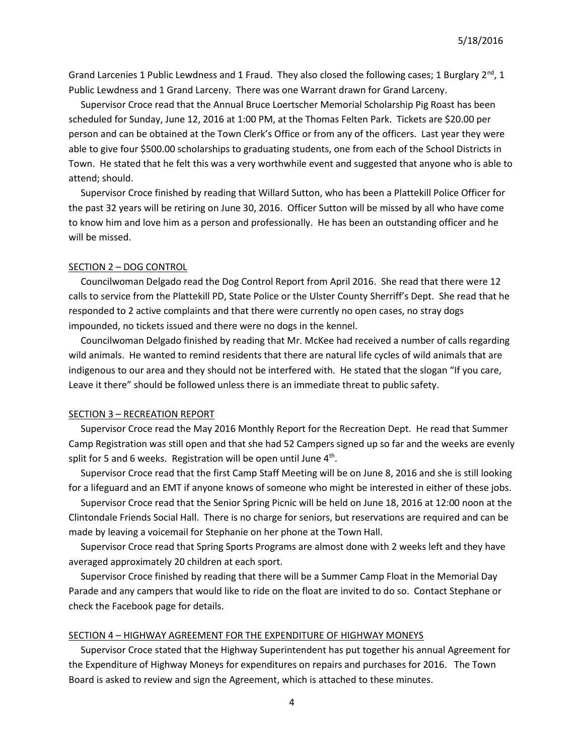Grand Larcenies 1 Public Lewdness and 1 Fraud. They also closed the following cases; 1 Burglary 2nd, 1 Public Lewdness and 1 Grand Larceny. There was one Warrant drawn for Grand Larceny.

Supervisor Croce read that the Annual Bruce Loertscher Memorial Scholarship Pig Roast has been scheduled for Sunday, June 12, 2016 at 1:00 PM, at the Thomas Felten Park. Tickets are $20.00 per person and can be obtained at the Town Clerk's Office or from any of the officers. Last year they were able to give four $500.00 scholarships to graduating students, one from each of the School Districts in Town. He stated that he felt this was a very worthwhile event and suggested that anyone who is able to attend; should.

Supervisor Croce finished by reading that Willard Sutton, who has been a Plattekill Police Officer for the past 32 years will be retiring on June 30, 2016. Officer Sutton will be missed by all who have come to know him and love him as a person and professionally. He has been an outstanding officer and he will be missed.

SECTION 2 – DOG CONTROL

Councilwoman Delgado read the Dog Control Report from April 2016. She read that there were 12 calls to service from the Plattekill PD, State Police or the Ulster County Sherriff's Dept. She read that he responded to 2 active complaints and that there were currently no open cases, no stray dogs impounded, no tickets issued and there were no dogs in the kennel.

Councilwoman Delgado finished by reading that Mr. McKee had received a number of calls regarding wild animals. He wanted to remind residents that there are natural life cycles of wild animals that are indigenous to our area and they should not be interfered with. He stated that the slogan "If you care, Leave it there" should be followed unless there is an immediate threat to public safety.

SECTION 3 – RECREATION REPORT

Supervisor Croce read the May 2016 Monthly Report for the Recreation Dept. He read that Summer Camp Registration was still open and that she had 52 Campers signed up so far and the weeks are evenly split for 5 and 6 weeks. Registration will be open until June 4th.

Supervisor Croce read that the first Camp Staff Meeting will be on June 8, 2016 and she is still looking for a lifeguard and an EMT if anyone knows of someone who might be interested in either of these jobs.

Supervisor Croce read that the Senior Spring Picnic will be held on June 18, 2016 at 12:00 noon at the Clintondale Friends Social Hall. There is no charge for seniors, but reservations are required and can be made by leaving a voicemail for Stephanie on her phone at the Town Hall.

Supervisor Croce read that Spring Sports Programs are almost done with 2 weeks left and they have averaged approximately 20 children at each sport.

Supervisor Croce finished by reading that there will be a Summer Camp Float in the Memorial Day Parade and any campers that would like to ride on the float are invited to do so. Contact Stephane or check the Facebook page for details.

SECTION 4 – HIGHWAY AGREEMENT FOR THE EXPENDITURE OF HIGHWAY MONEYS

Supervisor Croce stated that the Highway Superintendent has put together his annual Agreement for the Expenditure of Highway Moneys for expenditures on repairs and purchases for 2016. The Town Board is asked to review and sign the Agreement, which is attached to these minutes.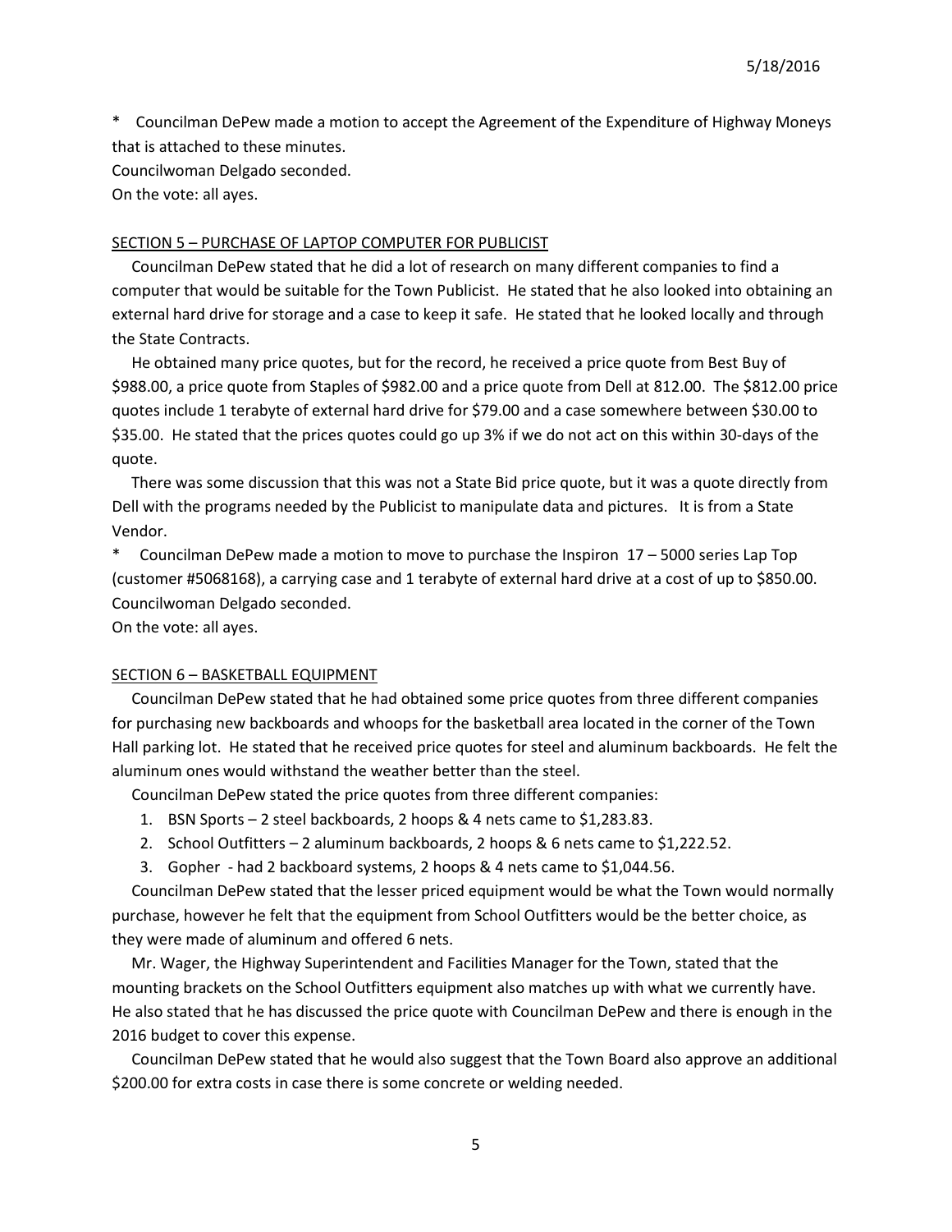\* Councilman DePew made a motion to accept the Agreement of the Expenditure of Highway Moneys that is attached to these minutes.
Councilwoman Delgado seconded.
On the vote: all ayes.

SECTION 5 – PURCHASE OF LAPTOP COMPUTER FOR PUBLICIST

Councilman DePew stated that he did a lot of research on many different companies to find a computer that would be suitable for the Town Publicist. He stated that he also looked into obtaining an external hard drive for storage and a case to keep it safe. He stated that he looked locally and through the State Contracts.

He obtained many price quotes, but for the record, he received a price quote from Best Buy of $988.00, a price quote from Staples of $982.00 and a price quote from Dell at 812.00. The $812.00 price quotes include 1 terabyte of external hard drive for $79.00 and a case somewhere between $30.00 to $35.00. He stated that the prices quotes could go up 3% if we do not act on this within 30-days of the quote.

There was some discussion that this was not a State Bid price quote, but it was a quote directly from Dell with the programs needed by the Publicist to manipulate data and pictures. It is from a State Vendor.

\* Councilman DePew made a motion to move to purchase the Inspiron 17 – 5000 series Lap Top (customer #5068168), a carrying case and 1 terabyte of external hard drive at a cost of up to $850.00.
Councilwoman Delgado seconded.
On the vote: all ayes.

SECTION 6 – BASKETBALL EQUIPMENT

Councilman DePew stated that he had obtained some price quotes from three different companies for purchasing new backboards and whoops for the basketball area located in the corner of the Town Hall parking lot. He stated that he received price quotes for steel and aluminum backboards. He felt the aluminum ones would withstand the weather better than the steel.

Councilman DePew stated the price quotes from three different companies:

1. BSN Sports – 2 steel backboards, 2 hoops & 4 nets came to $1,283.83.
2. School Outfitters – 2 aluminum backboards, 2 hoops & 6 nets came to $1,222.52.
3. Gopher - had 2 backboard systems, 2 hoops & 4 nets came to $1,044.56.

Councilman DePew stated that the lesser priced equipment would be what the Town would normally purchase, however he felt that the equipment from School Outfitters would be the better choice, as they were made of aluminum and offered 6 nets.

Mr. Wager, the Highway Superintendent and Facilities Manager for the Town, stated that the mounting brackets on the School Outfitters equipment also matches up with what we currently have. He also stated that he has discussed the price quote with Councilman DePew and there is enough in the 2016 budget to cover this expense.

Councilman DePew stated that he would also suggest that the Town Board also approve an additional $200.00 for extra costs in case there is some concrete or welding needed.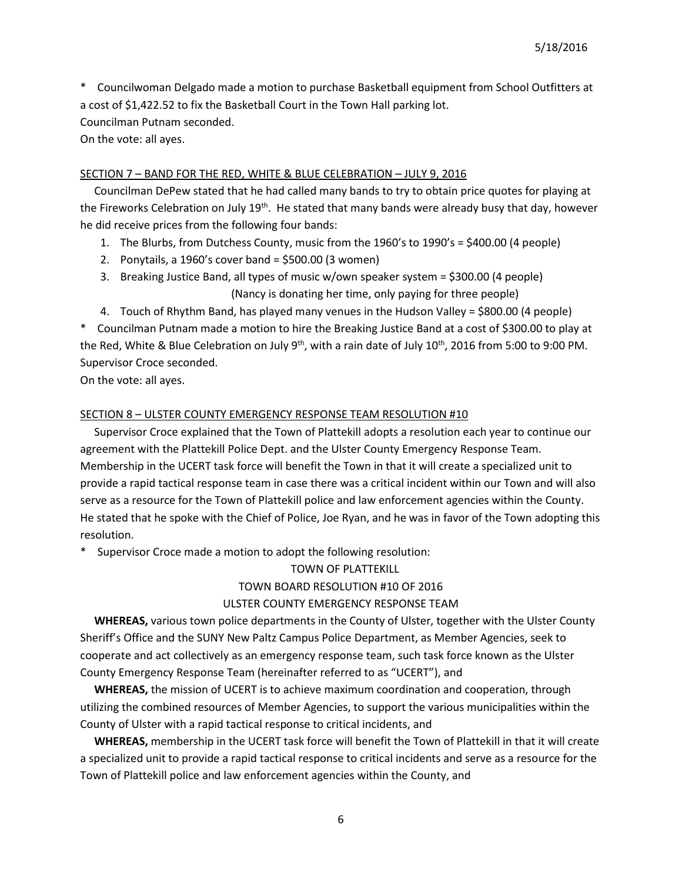\* Councilwoman Delgado made a motion to purchase Basketball equipment from School Outfitters at a cost of $1,422.52 to fix the Basketball Court in the Town Hall parking lot.
Councilman Putnam seconded.
On the vote: all ayes.

SECTION 7 – BAND FOR THE RED, WHITE & BLUE CELEBRATION – JULY 9, 2016

Councilman DePew stated that he had called many bands to try to obtain price quotes for playing at the Fireworks Celebration on July 19th. He stated that many bands were already busy that day, however he did receive prices from the following four bands:

1. The Blurbs, from Dutchess County, music from the 1960's to 1990's = $400.00 (4 people)
2. Ponytails, a 1960's cover band = $500.00 (3 women)
3. Breaking Justice Band, all types of music w/own speaker system = $300.00 (4 people) (Nancy is donating her time, only paying for three people)
4. Touch of Rhythm Band, has played many venues in the Hudson Valley = $800.00 (4 people)

\* Councilman Putnam made a motion to hire the Breaking Justice Band at a cost of $300.00 to play at the Red, White & Blue Celebration on July 9th, with a rain date of July 10th, 2016 from 5:00 to 9:00 PM.
Supervisor Croce seconded.
On the vote: all ayes.

SECTION 8 – ULSTER COUNTY EMERGENCY RESPONSE TEAM RESOLUTION #10

Supervisor Croce explained that the Town of Plattekill adopts a resolution each year to continue our agreement with the Plattekill Police Dept. and the Ulster County Emergency Response Team. Membership in the UCERT task force will benefit the Town in that it will create a specialized unit to provide a rapid tactical response team in case there was a critical incident within our Town and will also serve as a resource for the Town of Plattekill police and law enforcement agencies within the County. He stated that he spoke with the Chief of Police, Joe Ryan, and he was in favor of the Town adopting this resolution.

\* Supervisor Croce made a motion to adopt the following resolution:

TOWN OF PLATTEKILL
TOWN BOARD RESOLUTION #10 OF 2016
ULSTER COUNTY EMERGENCY RESPONSE TEAM

**WHEREAS,** various town police departments in the County of Ulster, together with the Ulster County Sheriff's Office and the SUNY New Paltz Campus Police Department, as Member Agencies, seek to cooperate and act collectively as an emergency response team, such task force known as the Ulster County Emergency Response Team (hereinafter referred to as "UCERT"), and

**WHEREAS,** the mission of UCERT is to achieve maximum coordination and cooperation, through utilizing the combined resources of Member Agencies, to support the various municipalities within the County of Ulster with a rapid tactical response to critical incidents, and

**WHEREAS,** membership in the UCERT task force will benefit the Town of Plattekill in that it will create a specialized unit to provide a rapid tactical response to critical incidents and serve as a resource for the Town of Plattekill police and law enforcement agencies within the County, and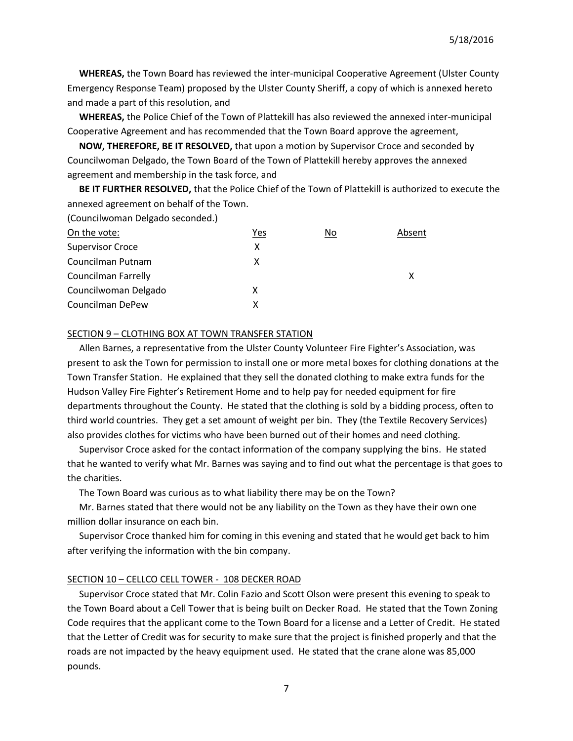**WHEREAS,** the Town Board has reviewed the inter-municipal Cooperative Agreement (Ulster County Emergency Response Team) proposed by the Ulster County Sheriff, a copy of which is annexed hereto and made a part of this resolution, and

**WHEREAS,** the Police Chief of the Town of Plattekill has also reviewed the annexed inter-municipal Cooperative Agreement and has recommended that the Town Board approve the agreement,

**NOW, THEREFORE, BE IT RESOLVED,** that upon a motion by Supervisor Croce and seconded by Councilwoman Delgado, the Town Board of the Town of Plattekill hereby approves the annexed agreement and membership in the task force, and

**BE IT FURTHER RESOLVED,** that the Police Chief of the Town of Plattekill is authorized to execute the annexed agreement on behalf of the Town.

(Councilwoman Delgado seconded.)

| On the vote: | Yes | No | Absent |
|---|---|---|---|
| Supervisor Croce | X | | |
| Councilman Putnam | X | | |
| Councilman Farrelly | | | X |
| Councilwoman Delgado | X | | |
| Councilman DePew | X | | |

SECTION 9 – CLOTHING BOX AT TOWN TRANSFER STATION

Allen Barnes, a representative from the Ulster County Volunteer Fire Fighter's Association, was present to ask the Town for permission to install one or more metal boxes for clothing donations at the Town Transfer Station. He explained that they sell the donated clothing to make extra funds for the Hudson Valley Fire Fighter's Retirement Home and to help pay for needed equipment for fire departments throughout the County. He stated that the clothing is sold by a bidding process, often to third world countries. They get a set amount of weight per bin. They (the Textile Recovery Services) also provides clothes for victims who have been burned out of their homes and need clothing.

Supervisor Croce asked for the contact information of the company supplying the bins. He stated that he wanted to verify what Mr. Barnes was saying and to find out what the percentage is that goes to the charities.

The Town Board was curious as to what liability there may be on the Town?

Mr. Barnes stated that there would not be any liability on the Town as they have their own one million dollar insurance on each bin.

Supervisor Croce thanked him for coming in this evening and stated that he would get back to him after verifying the information with the bin company.

SECTION 10 – CELLCO CELL TOWER - 108 DECKER ROAD

Supervisor Croce stated that Mr. Colin Fazio and Scott Olson were present this evening to speak to the Town Board about a Cell Tower that is being built on Decker Road. He stated that the Town Zoning Code requires that the applicant come to the Town Board for a license and a Letter of Credit. He stated that the Letter of Credit was for security to make sure that the project is finished properly and that the roads are not impacted by the heavy equipment used. He stated that the crane alone was 85,000 pounds.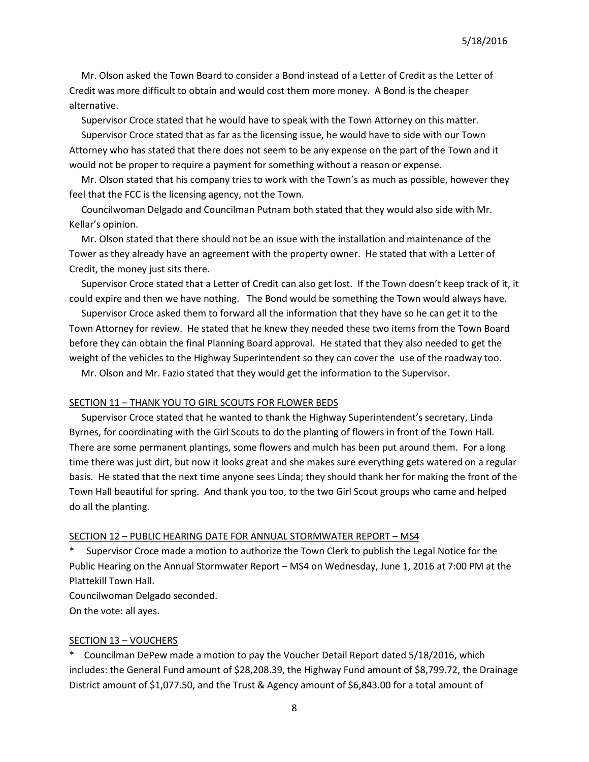Mr. Olson asked the Town Board to consider a Bond instead of a Letter of Credit as the Letter of Credit was more difficult to obtain and would cost them more money. A Bond is the cheaper alternative.

Supervisor Croce stated that he would have to speak with the Town Attorney on this matter.

Supervisor Croce stated that as far as the licensing issue, he would have to side with our Town Attorney who has stated that there does not seem to be any expense on the part of the Town and it would not be proper to require a payment for something without a reason or expense.

Mr. Olson stated that his company tries to work with the Town's as much as possible, however they feel that the FCC is the licensing agency, not the Town.

Councilwoman Delgado and Councilman Putnam both stated that they would also side with Mr. Kellar's opinion.

Mr. Olson stated that there should not be an issue with the installation and maintenance of the Tower as they already have an agreement with the property owner. He stated that with a Letter of Credit, the money just sits there.

Supervisor Croce stated that a Letter of Credit can also get lost. If the Town doesn't keep track of it, it could expire and then we have nothing. The Bond would be something the Town would always have.

Supervisor Croce asked them to forward all the information that they have so he can get it to the Town Attorney for review. He stated that he knew they needed these two items from the Town Board before they can obtain the final Planning Board approval. He stated that they also needed to get the weight of the vehicles to the Highway Superintendent so they can cover the use of the roadway too.

Mr. Olson and Mr. Fazio stated that they would get the information to the Supervisor.

SECTION 11 – THANK YOU TO GIRL SCOUTS FOR FLOWER BEDS

Supervisor Croce stated that he wanted to thank the Highway Superintendent's secretary, Linda Byrnes, for coordinating with the Girl Scouts to do the planting of flowers in front of the Town Hall. There are some permanent plantings, some flowers and mulch has been put around them. For a long time there was just dirt, but now it looks great and she makes sure everything gets watered on a regular basis. He stated that the next time anyone sees Linda; they should thank her for making the front of the Town Hall beautiful for spring. And thank you too, to the two Girl Scout groups who came and helped do all the planting.

SECTION 12 – PUBLIC HEARING DATE FOR ANNUAL STORMWATER REPORT – MS4

\* Supervisor Croce made a motion to authorize the Town Clerk to publish the Legal Notice for the Public Hearing on the Annual Stormwater Report – MS4 on Wednesday, June 1, 2016 at 7:00 PM at the Plattekill Town Hall.

Councilwoman Delgado seconded.

On the vote: all ayes.

SECTION 13 – VOUCHERS

\* Councilman DePew made a motion to pay the Voucher Detail Report dated 5/18/2016, which includes: the General Fund amount of $28,208.39, the Highway Fund amount of $8,799.72, the Drainage District amount of $1,077.50, and the Trust & Agency amount of $6,843.00 for a total amount of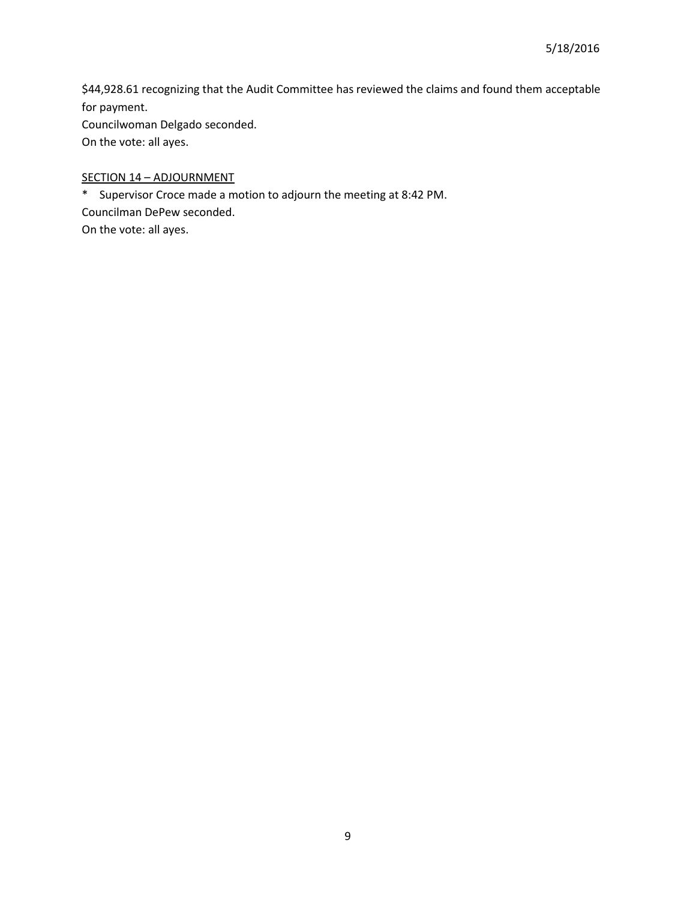$44,928.61 recognizing that the Audit Committee has reviewed the claims and found them acceptable for payment.
Councilwoman Delgado seconded.
On the vote: all ayes.

SECTION 14 – ADJOURNMENT

* Supervisor Croce made a motion to adjourn the meeting at 8:42 PM.
Councilman DePew seconded.
On the vote: all ayes.